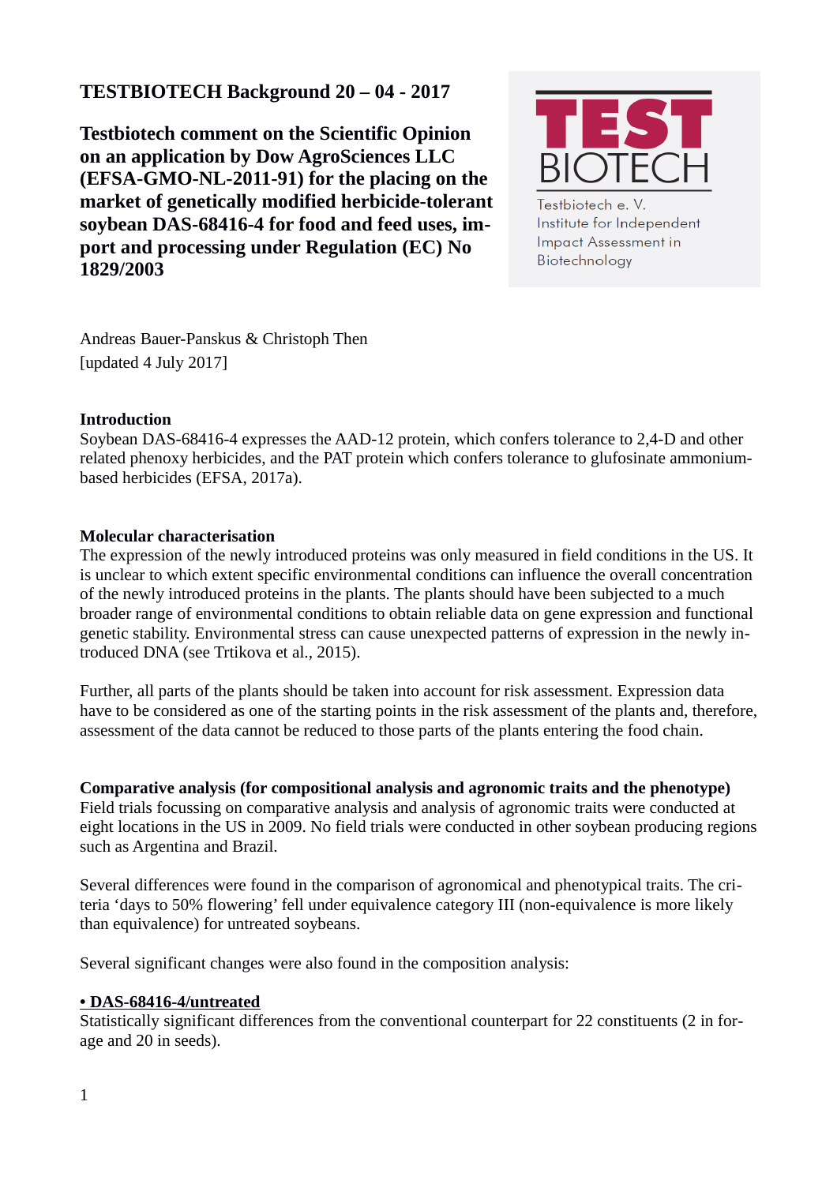**TESTBIOTECH Background 20 – 04 - 2017**

# Testbiotech comment on the Scientific Opinion on an application by Dow AgroSciences LLC (EFSA-GMO-NL-2011-91) for the placing on the market of genetically modified herbicide-tolerant soybean DAS-68416-4 for food and feed uses, import and processing under Regulation (EC) No 1829/2003

TEST BIOTECH

Testbiotech e. V.
Institute for Independent Impact Assessment in Biotechnology

Andreas Bauer-Panskus & Christoph Then
[updated 4 July 2017]

## Introduction

Soybean DAS-68416-4 expresses the AAD-12 protein, which confers tolerance to 2,4-D and other related phenoxy herbicides, and the PAT protein which confers tolerance to glufosinate ammonium-based herbicides (EFSA, 2017a).

## Molecular characterisation

The expression of the newly introduced proteins was only measured in field conditions in the US. It is unclear to which extent specific environmental conditions can influence the overall concentration of the newly introduced proteins in the plants. The plants should have been subjected to a much broader range of environmental conditions to obtain reliable data on gene expression and functional genetic stability. Environmental stress can cause unexpected patterns of expression in the newly introduced DNA (see Trtikova et al., 2015).

Further, all parts of the plants should be taken into account for risk assessment. Expression data have to be considered as one of the starting points in the risk assessment of the plants and, therefore, assessment of the data cannot be reduced to those parts of the plants entering the food chain.

## Comparative analysis (for compositional analysis and agronomic traits and the phenotype)

Field trials focussing on comparative analysis and analysis of agronomic traits were conducted at eight locations in the US in 2009. No field trials were conducted in other soybean producing regions such as Argentina and Brazil.

Several differences were found in the comparison of agronomical and phenotypical traits. The criteria 'days to 50% flowering' fell under equivalence category III (non-equivalence is more likely than equivalence) for untreated soybeans.

Several significant changes were also found in the composition analysis:

**• DAS-68416-4/untreated**

Statistically significant differences from the conventional counterpart for 22 constituents (2 in forage and 20 in seeds).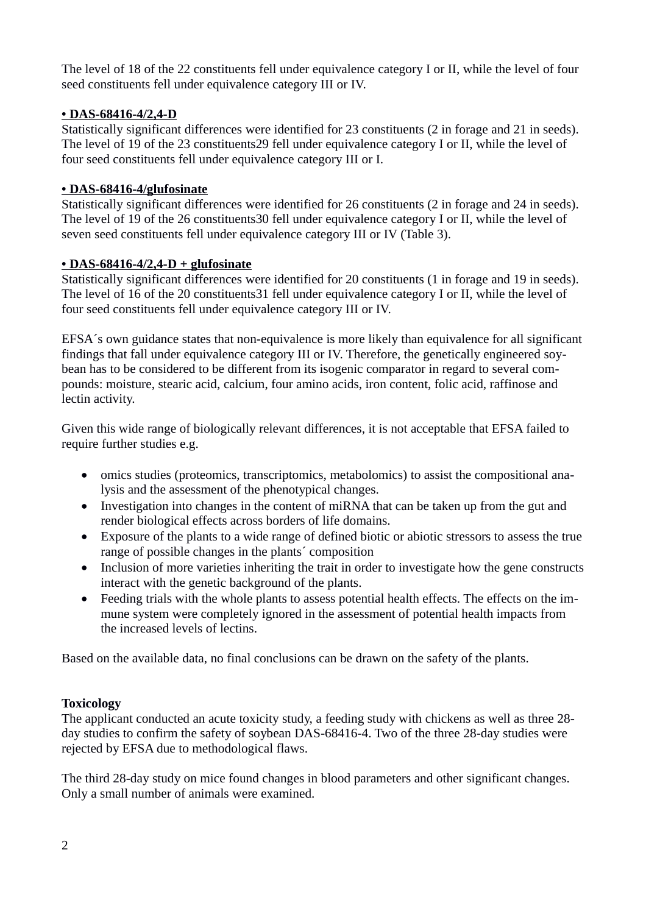The level of 18 of the 22 constituents fell under equivalence category I or II, while the level of four seed constituents fell under equivalence category III or IV.

**• DAS-68416-4/2,4-D**

Statistically significant differences were identified for 23 constituents (2 in forage and 21 in seeds). The level of 19 of the 23 constituents29 fell under equivalence category I or II, while the level of four seed constituents fell under equivalence category III or I.

**• DAS-68416-4/glufosinate**

Statistically significant differences were identified for 26 constituents (2 in forage and 24 in seeds). The level of 19 of the 26 constituents30 fell under equivalence category I or II, while the level of seven seed constituents fell under equivalence category III or IV (Table 3).

**• DAS-68416-4/2,4-D + glufosinate**

Statistically significant differences were identified for 20 constituents (1 in forage and 19 in seeds). The level of 16 of the 20 constituents31 fell under equivalence category I or II, while the level of four seed constituents fell under equivalence category III or IV.

EFSA´s own guidance states that non-equivalence is more likely than equivalence for all significant findings that fall under equivalence category III or IV. Therefore, the genetically engineered soybean has to be considered to be different from its isogenic comparator in regard to several compounds: moisture, stearic acid, calcium, four amino acids, iron content, folic acid, raffinose and lectin activity.

Given this wide range of biologically relevant differences, it is not acceptable that EFSA failed to require further studies e.g.

- omics studies (proteomics, transcriptomics, metabolomics) to assist the compositional analysis and the assessment of the phenotypical changes.
- Investigation into changes in the content of miRNA that can be taken up from the gut and render biological effects across borders of life domains.
- Exposure of the plants to a wide range of defined biotic or abiotic stressors to assess the true range of possible changes in the plants´ composition
- Inclusion of more varieties inheriting the trait in order to investigate how the gene constructs interact with the genetic background of the plants.
- Feeding trials with the whole plants to assess potential health effects. The effects on the immune system were completely ignored in the assessment of potential health impacts from the increased levels of lectins.

Based on the available data, no final conclusions can be drawn on the safety of the plants.

**Toxicology**

The applicant conducted an acute toxicity study, a feeding study with chickens as well as three 28-day studies to confirm the safety of soybean DAS-68416-4. Two of the three 28-day studies were rejected by EFSA due to methodological flaws.

The third 28-day study on mice found changes in blood parameters and other significant changes. Only a small number of animals were examined.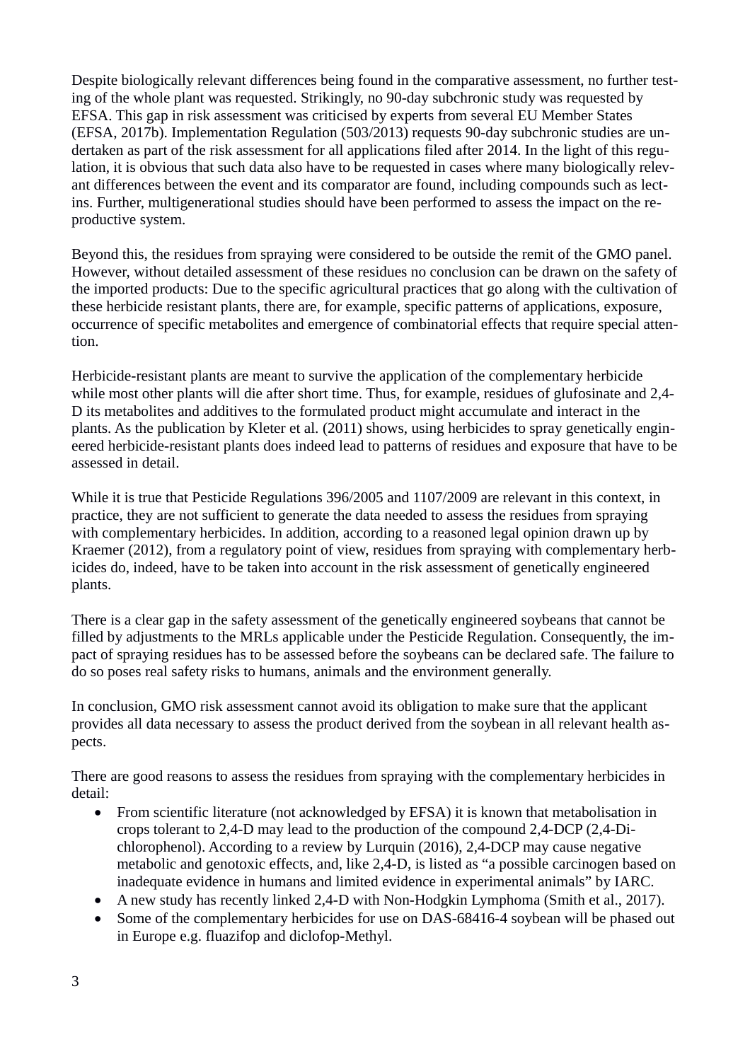Despite biologically relevant differences being found in the comparative assessment, no further testing of the whole plant was requested. Strikingly, no 90-day subchronic study was requested by EFSA. This gap in risk assessment was criticised by experts from several EU Member States (EFSA, 2017b). Implementation Regulation (503/2013) requests 90-day subchronic studies are undertaken as part of the risk assessment for all applications filed after 2014. In the light of this regulation, it is obvious that such data also have to be requested in cases where many biologically relevant differences between the event and its comparator are found, including compounds such as lectins. Further, multigenerational studies should have been performed to assess the impact on the reproductive system.

Beyond this, the residues from spraying were considered to be outside the remit of the GMO panel. However, without detailed assessment of these residues no conclusion can be drawn on the safety of the imported products: Due to the specific agricultural practices that go along with the cultivation of these herbicide resistant plants, there are, for example, specific patterns of applications, exposure, occurrence of specific metabolites and emergence of combinatorial effects that require special attention.

Herbicide-resistant plants are meant to survive the application of the complementary herbicide while most other plants will die after short time. Thus, for example, residues of glufosinate and 2,4-D its metabolites and additives to the formulated product might accumulate and interact in the plants. As the publication by Kleter et al. (2011) shows, using herbicides to spray genetically engineered herbicide-resistant plants does indeed lead to patterns of residues and exposure that have to be assessed in detail.

While it is true that Pesticide Regulations 396/2005 and 1107/2009 are relevant in this context, in practice, they are not sufficient to generate the data needed to assess the residues from spraying with complementary herbicides. In addition, according to a reasoned legal opinion drawn up by Kraemer (2012), from a regulatory point of view, residues from spraying with complementary herbicides do, indeed, have to be taken into account in the risk assessment of genetically engineered plants.

There is a clear gap in the safety assessment of the genetically engineered soybeans that cannot be filled by adjustments to the MRLs applicable under the Pesticide Regulation. Consequently, the impact of spraying residues has to be assessed before the soybeans can be declared safe. The failure to do so poses real safety risks to humans, animals and the environment generally.

In conclusion, GMO risk assessment cannot avoid its obligation to make sure that the applicant provides all data necessary to assess the product derived from the soybean in all relevant health aspects.

There are good reasons to assess the residues from spraying with the complementary herbicides in detail:

- From scientific literature (not acknowledged by EFSA) it is known that metabolisation in crops tolerant to 2,4-D may lead to the production of the compound 2,4-DCP (2,4-Dichlorophenol). According to a review by Lurquin (2016), 2,4-DCP may cause negative metabolic and genotoxic effects, and, like 2,4-D, is listed as "a possible carcinogen based on inadequate evidence in humans and limited evidence in experimental animals" by IARC.
- A new study has recently linked 2,4-D with Non-Hodgkin Lymphoma (Smith et al., 2017).
- Some of the complementary herbicides for use on DAS-68416-4 soybean will be phased out in Europe e.g. fluazifop and diclofop-Methyl.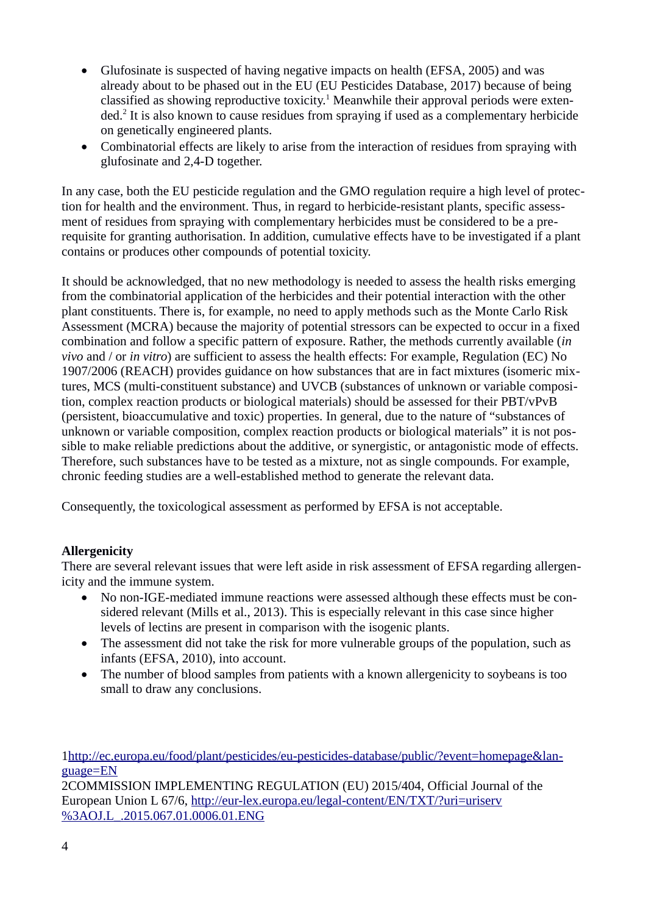- Glufosinate is suspected of having negative impacts on health (EFSA, 2005) and was already about to be phased out in the EU (EU Pesticides Database, 2017) because of being classified as showing reproductive toxicity.[1] Meanwhile their approval periods were extended.[2] It is also known to cause residues from spraying if used as a complementary herbicide on genetically engineered plants.
- Combinatorial effects are likely to arise from the interaction of residues from spraying with glufosinate and 2,4-D together.

In any case, both the EU pesticide regulation and the GMO regulation require a high level of protection for health and the environment. Thus, in regard to herbicide-resistant plants, specific assessment of residues from spraying with complementary herbicides must be considered to be a prerequisite for granting authorisation. In addition, cumulative effects have to be investigated if a plant contains or produces other compounds of potential toxicity.

It should be acknowledged, that no new methodology is needed to assess the health risks emerging from the combinatorial application of the herbicides and their potential interaction with the other plant constituents. There is, for example, no need to apply methods such as the Monte Carlo Risk Assessment (MCRA) because the majority of potential stressors can be expected to occur in a fixed combination and follow a specific pattern of exposure. Rather, the methods currently available (*in vivo* and / or *in vitro*) are sufficient to assess the health effects: For example, Regulation (EC) No 1907/2006 (REACH) provides guidance on how substances that are in fact mixtures (isomeric mixtures, MCS (multi-constituent substance) and UVCB (substances of unknown or variable composition, complex reaction products or biological materials) should be assessed for their PBT/vPvB (persistent, bioaccumulative and toxic) properties. In general, due to the nature of "substances of unknown or variable composition, complex reaction products or biological materials" it is not possible to make reliable predictions about the additive, or synergistic, or antagonistic mode of effects. Therefore, such substances have to be tested as a mixture, not as single compounds. For example, chronic feeding studies are a well-established method to generate the relevant data.

Consequently, the toxicological assessment as performed by EFSA is not acceptable.

**Allergenicity**

There are several relevant issues that were left aside in risk assessment of EFSA regarding allergenicity and the immune system.

- No non-IGE-mediated immune reactions were assessed although these effects must be considered relevant (Mills et al., 2013). This is especially relevant in this case since higher levels of lectins are present in comparison with the isogenic plants.
- The assessment did not take the risk for more vulnerable groups of the population, such as infants (EFSA, 2010), into account.
- The number of blood samples from patients with a known allergenicity to soybeans is too small to draw any conclusions.

1 http://ec.europa.eu/food/plant/pesticides/eu-pesticides-database/public/?event=homepage&language=EN

2 COMMISSION IMPLEMENTING REGULATION (EU) 2015/404, Official Journal of the European Union L 67/6, http://eur-lex.europa.eu/legal-content/EN/TXT/?uri=uriserv%3AOJ.L_.2015.067.01.0006.01.ENG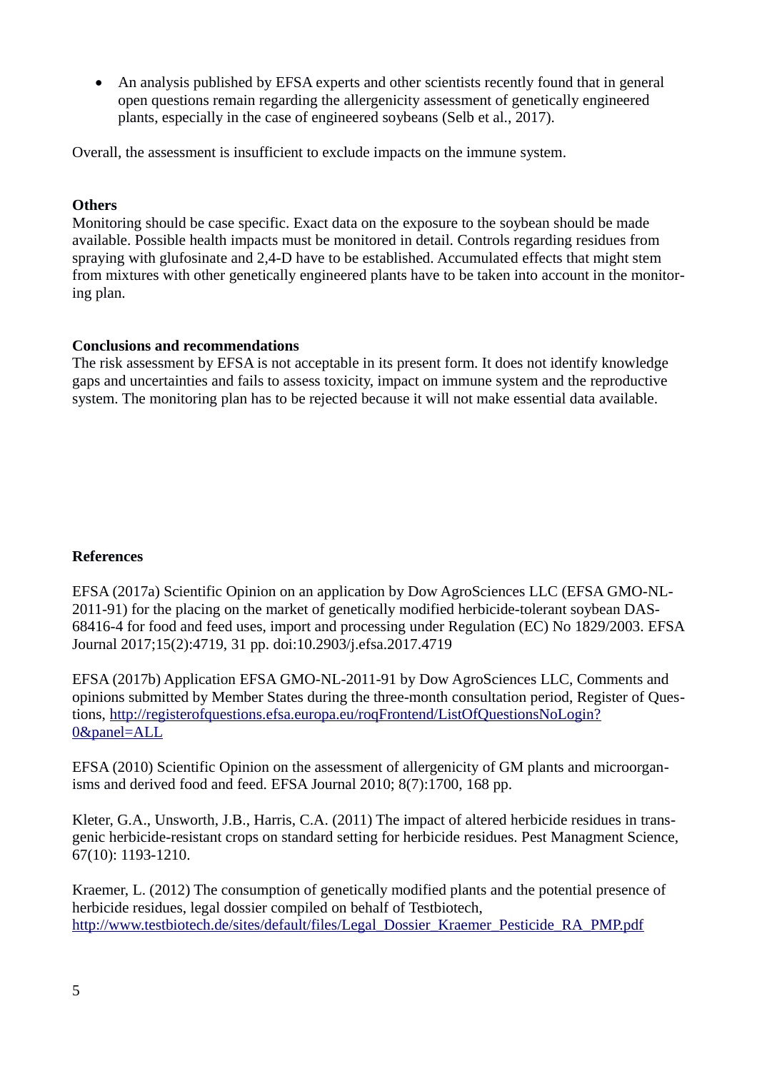- An analysis published by EFSA experts and other scientists recently found that in general open questions remain regarding the allergenicity assessment of genetically engineered plants, especially in the case of engineered soybeans (Selb et al., 2017).

Overall, the assessment is insufficient to exclude impacts on the immune system.

**Others**

Monitoring should be case specific. Exact data on the exposure to the soybean should be made available. Possible health impacts must be monitored in detail. Controls regarding residues from spraying with glufosinate and 2,4-D have to be established. Accumulated effects that might stem from mixtures with other genetically engineered plants have to be taken into account in the monitoring plan.

**Conclusions and recommendations**

The risk assessment by EFSA is not acceptable in its present form. It does not identify knowledge gaps and uncertainties and fails to assess toxicity, impact on immune system and the reproductive system. The monitoring plan has to be rejected because it will not make essential data available.

**References**

EFSA (2017a) Scientific Opinion on an application by Dow AgroSciences LLC (EFSA GMO-NL-2011-91) for the placing on the market of genetically modified herbicide-tolerant soybean DAS-68416-4 for food and feed uses, import and processing under Regulation (EC) No 1829/2003. EFSA Journal 2017;15(2):4719, 31 pp. doi:10.2903/j.efsa.2017.4719

EFSA (2017b) Application EFSA GMO-NL-2011-91 by Dow AgroSciences LLC, Comments and opinions submitted by Member States during the three-month consultation period, Register of Questions, http://registerofquestions.efsa.europa.eu/roqFrontend/ListOfQuestionsNoLogin?0&panel=ALL

EFSA (2010) Scientific Opinion on the assessment of allergenicity of GM plants and microorganisms and derived food and feed. EFSA Journal 2010; 8(7):1700, 168 pp.

Kleter, G.A., Unsworth, J.B., Harris, C.A. (2011) The impact of altered herbicide residues in transgenic herbicide-resistant crops on standard setting for herbicide residues. Pest Managment Science, 67(10): 1193-1210.

Kraemer, L. (2012) The consumption of genetically modified plants and the potential presence of herbicide residues, legal dossier compiled on behalf of Testbiotech, http://www.testbiotech.de/sites/default/files/Legal_Dossier_Kraemer_Pesticide_RA_PMP.pdf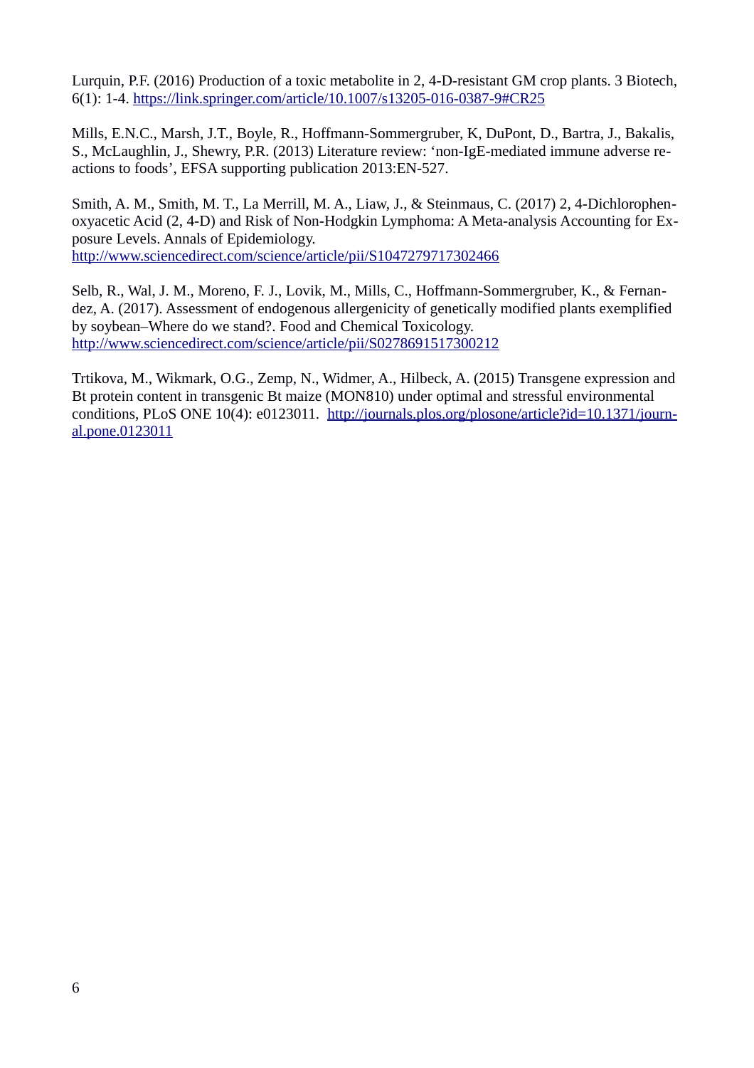Lurquin, P.F. (2016) Production of a toxic metabolite in 2, 4-D-resistant GM crop plants. 3 Biotech, 6(1): 1-4. https://link.springer.com/article/10.1007/s13205-016-0387-9#CR25

Mills, E.N.C., Marsh, J.T., Boyle, R., Hoffmann-Sommergruber, K, DuPont, D., Bartra, J., Bakalis, S., McLaughlin, J., Shewry, P.R. (2013) Literature review: 'non-IgE-mediated immune adverse reactions to foods', EFSA supporting publication 2013:EN-527.

Smith, A. M., Smith, M. T., La Merrill, M. A., Liaw, J., & Steinmaus, C. (2017) 2, 4-Dichlorophenoxyacetic Acid (2, 4-D) and Risk of Non-Hodgkin Lymphoma: A Meta-analysis Accounting for Exposure Levels. Annals of Epidemiology. http://www.sciencedirect.com/science/article/pii/S1047279717302466

Selb, R., Wal, J. M., Moreno, F. J., Lovik, M., Mills, C., Hoffmann-Sommergruber, K., & Fernandez, A. (2017). Assessment of endogenous allergenicity of genetically modified plants exemplified by soybean–Where do we stand?. Food and Chemical Toxicology. http://www.sciencedirect.com/science/article/pii/S0278691517300212

Trtikova, M., Wikmark, O.G., Zemp, N., Widmer, A., Hilbeck, A. (2015) Transgene expression and Bt protein content in transgenic Bt maize (MON810) under optimal and stressful environmental conditions, PLoS ONE 10(4): e0123011. http://journals.plos.org/plosone/article?id=10.1371/journal.pone.0123011